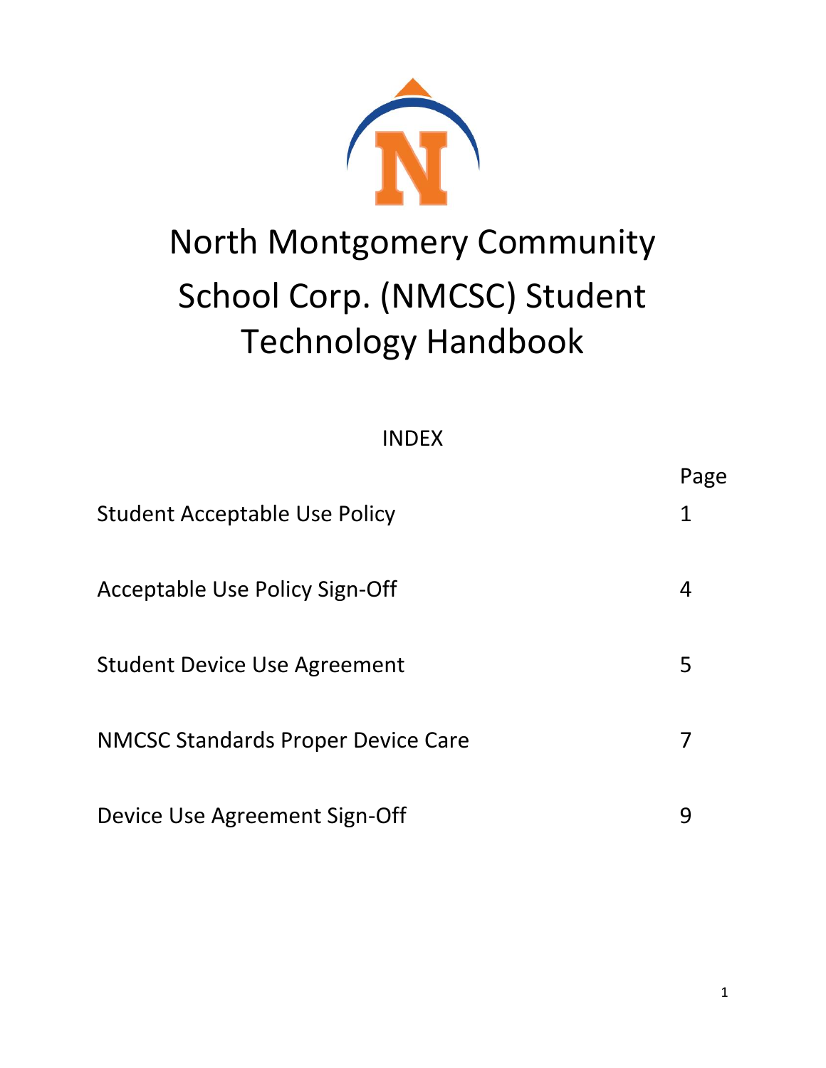# North Montgomery Community School Corp. (NMCSC) Student Technology Handbook

## INDEX

| | Page |
|---|---|
| Student Acceptable Use Policy | 1 |
| Acceptable Use Policy Sign-Off | 4 |
| Student Device Use Agreement | 5 |
| NMCSC Standards Proper Device Care | 7 |
| Device Use Agreement Sign-Off | 9 |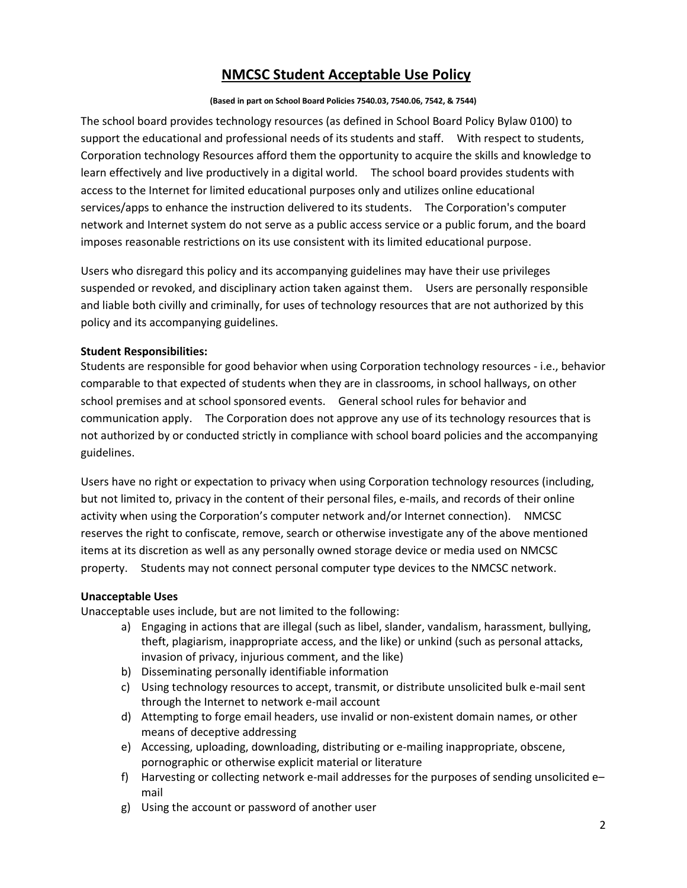# NMCSC Student Acceptable Use Policy

**(Based in part on School Board Policies 7540.03, 7540.06, 7542, & 7544)**

The school board provides technology resources (as defined in School Board Policy Bylaw 0100) to support the educational and professional needs of its students and staff. With respect to students, Corporation technology Resources afford them the opportunity to acquire the skills and knowledge to learn effectively and live productively in a digital world. The school board provides students with access to the Internet for limited educational purposes only and utilizes online educational services/apps to enhance the instruction delivered to its students. The Corporation's computer network and Internet system do not serve as a public access service or a public forum, and the board imposes reasonable restrictions on its use consistent with its limited educational purpose.

Users who disregard this policy and its accompanying guidelines may have their use privileges suspended or revoked, and disciplinary action taken against them. Users are personally responsible and liable both civilly and criminally, for uses of technology resources that are not authorized by this policy and its accompanying guidelines.

**Student Responsibilities:**
Students are responsible for good behavior when using Corporation technology resources - i.e., behavior comparable to that expected of students when they are in classrooms, in school hallways, on other school premises and at school sponsored events. General school rules for behavior and communication apply. The Corporation does not approve any use of its technology resources that is not authorized by or conducted strictly in compliance with school board policies and the accompanying guidelines.

Users have no right or expectation to privacy when using Corporation technology resources (including, but not limited to, privacy in the content of their personal files, e-mails, and records of their online activity when using the Corporation's computer network and/or Internet connection). NMCSC reserves the right to confiscate, remove, search or otherwise investigate any of the above mentioned items at its discretion as well as any personally owned storage device or media used on NMCSC property. Students may not connect personal computer type devices to the NMCSC network.

**Unacceptable Uses**
Unacceptable uses include, but are not limited to the following:

a) Engaging in actions that are illegal (such as libel, slander, vandalism, harassment, bullying, theft, plagiarism, inappropriate access, and the like) or unkind (such as personal attacks, invasion of privacy, injurious comment, and the like)
b) Disseminating personally identifiable information
c) Using technology resources to accept, transmit, or distribute unsolicited bulk e-mail sent through the Internet to network e-mail account
d) Attempting to forge email headers, use invalid or non-existent domain names, or other means of deceptive addressing
e) Accessing, uploading, downloading, distributing or e-mailing inappropriate, obscene, pornographic or otherwise explicit material or literature
f) Harvesting or collecting network e-mail addresses for the purposes of sending unsolicited e–mail
g) Using the account or password of another user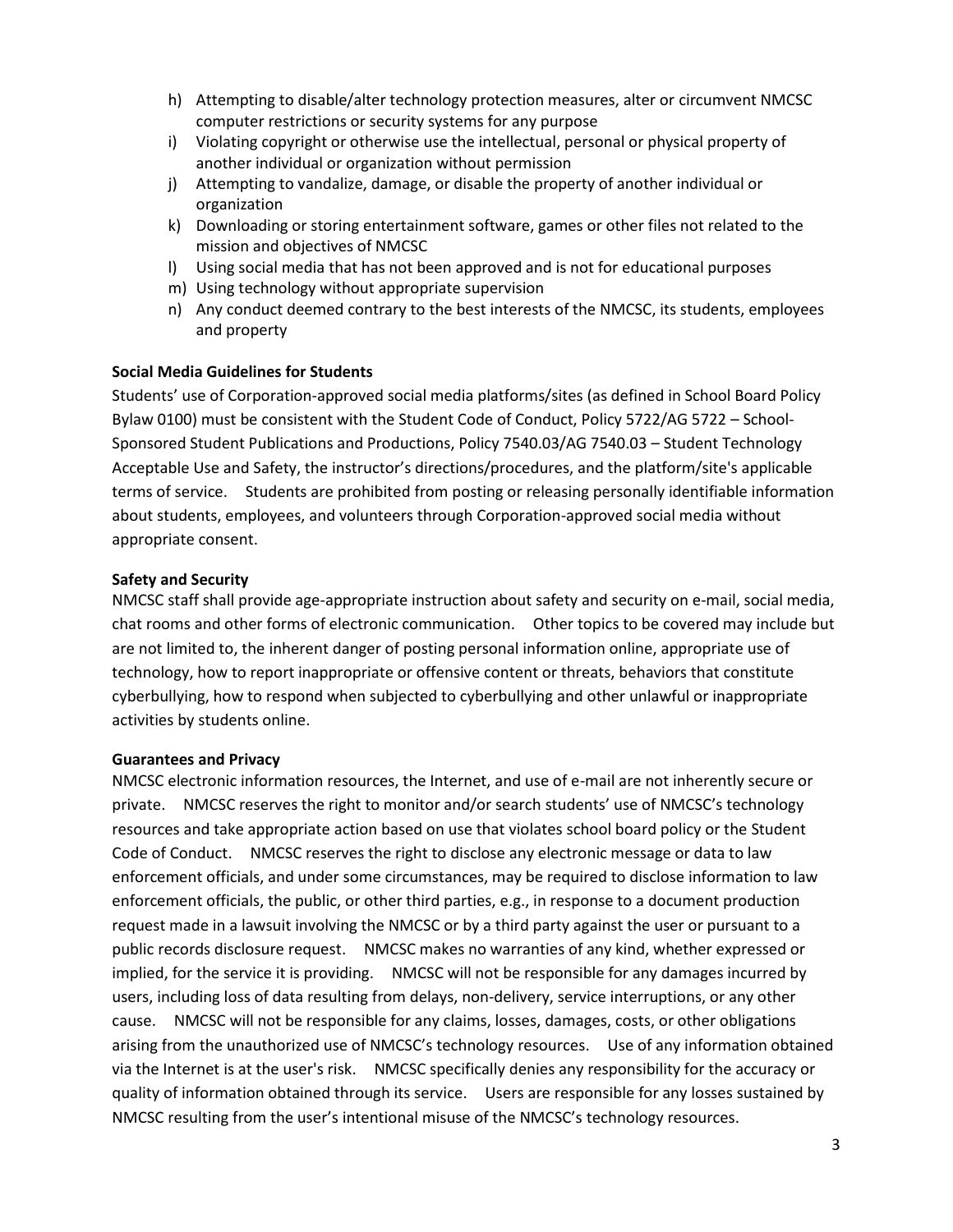h) Attempting to disable/alter technology protection measures, alter or circumvent NMCSC computer restrictions or security systems for any purpose
i) Violating copyright or otherwise use the intellectual, personal or physical property of another individual or organization without permission
j) Attempting to vandalize, damage, or disable the property of another individual or organization
k) Downloading or storing entertainment software, games or other files not related to the mission and objectives of NMCSC
l) Using social media that has not been approved and is not for educational purposes
m) Using technology without appropriate supervision
n) Any conduct deemed contrary to the best interests of the NMCSC, its students, employees and property

**Social Media Guidelines for Students**

Students' use of Corporation-approved social media platforms/sites (as defined in School Board Policy Bylaw 0100) must be consistent with the Student Code of Conduct, Policy 5722/AG 5722 – School-Sponsored Student Publications and Productions, Policy 7540.03/AG 7540.03 – Student Technology Acceptable Use and Safety, the instructor's directions/procedures, and the platform/site's applicable terms of service. Students are prohibited from posting or releasing personally identifiable information about students, employees, and volunteers through Corporation-approved social media without appropriate consent.

**Safety and Security**

NMCSC staff shall provide age-appropriate instruction about safety and security on e-mail, social media, chat rooms and other forms of electronic communication. Other topics to be covered may include but are not limited to, the inherent danger of posting personal information online, appropriate use of technology, how to report inappropriate or offensive content or threats, behaviors that constitute cyberbullying, how to respond when subjected to cyberbullying and other unlawful or inappropriate activities by students online.

**Guarantees and Privacy**

NMCSC electronic information resources, the Internet, and use of e-mail are not inherently secure or private. NMCSC reserves the right to monitor and/or search students' use of NMCSC's technology resources and take appropriate action based on use that violates school board policy or the Student Code of Conduct. NMCSC reserves the right to disclose any electronic message or data to law enforcement officials, and under some circumstances, may be required to disclose information to law enforcement officials, the public, or other third parties, e.g., in response to a document production request made in a lawsuit involving the NMCSC or by a third party against the user or pursuant to a public records disclosure request. NMCSC makes no warranties of any kind, whether expressed or implied, for the service it is providing. NMCSC will not be responsible for any damages incurred by users, including loss of data resulting from delays, non-delivery, service interruptions, or any other cause. NMCSC will not be responsible for any claims, losses, damages, costs, or other obligations arising from the unauthorized use of NMCSC's technology resources. Use of any information obtained via the Internet is at the user's risk. NMCSC specifically denies any responsibility for the accuracy or quality of information obtained through its service. Users are responsible for any losses sustained by NMCSC resulting from the user's intentional misuse of the NMCSC's technology resources.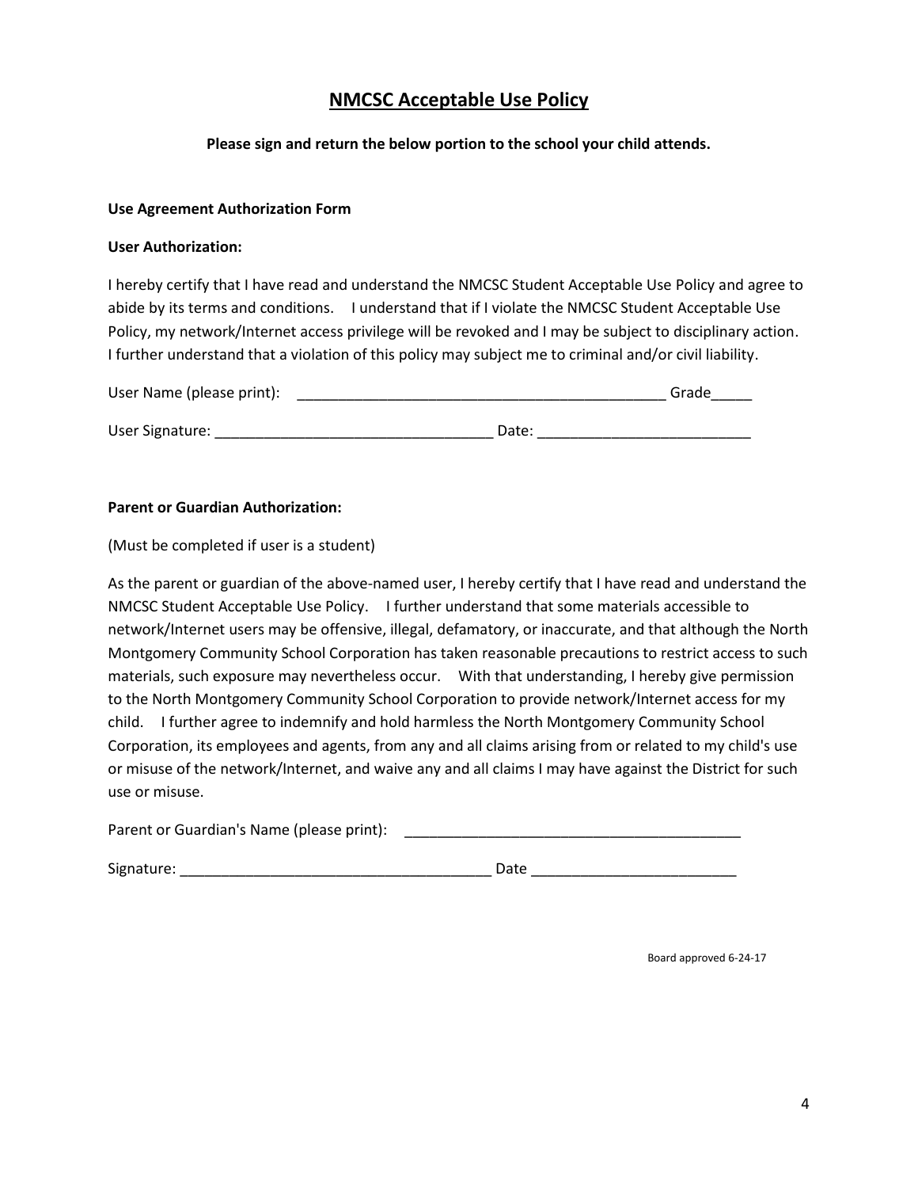# NMCSC Acceptable Use Policy

**Please sign and return the below portion to the school your child attends.**

**Use Agreement Authorization Form**

**User Authorization:**

I hereby certify that I have read and understand the NMCSC Student Acceptable Use Policy and agree to abide by its terms and conditions. I understand that if I violate the NMCSC Student Acceptable Use Policy, my network/Internet access privilege will be revoked and I may be subject to disciplinary action. I further understand that a violation of this policy may subject me to criminal and/or civil liability.

User Name (please print): _______________________________________________ Grade_____

User Signature: __________________________________ Date: __________________________

**Parent or Guardian Authorization:**

(Must be completed if user is a student)

As the parent or guardian of the above-named user, I hereby certify that I have read and understand the NMCSC Student Acceptable Use Policy. I further understand that some materials accessible to network/Internet users may be offensive, illegal, defamatory, or inaccurate, and that although the North Montgomery Community School Corporation has taken reasonable precautions to restrict access to such materials, such exposure may nevertheless occur. With that understanding, I hereby give permission to the North Montgomery Community School Corporation to provide network/Internet access for my child. I further agree to indemnify and hold harmless the North Montgomery Community School Corporation, its employees and agents, from any and all claims arising from or related to my child's use or misuse of the network/Internet, and waive any and all claims I may have against the District for such use or misuse.

Parent or Guardian's Name (please print): __________________________________________

Signature: ______________________________________ Date _________________________

Board approved 6-24-17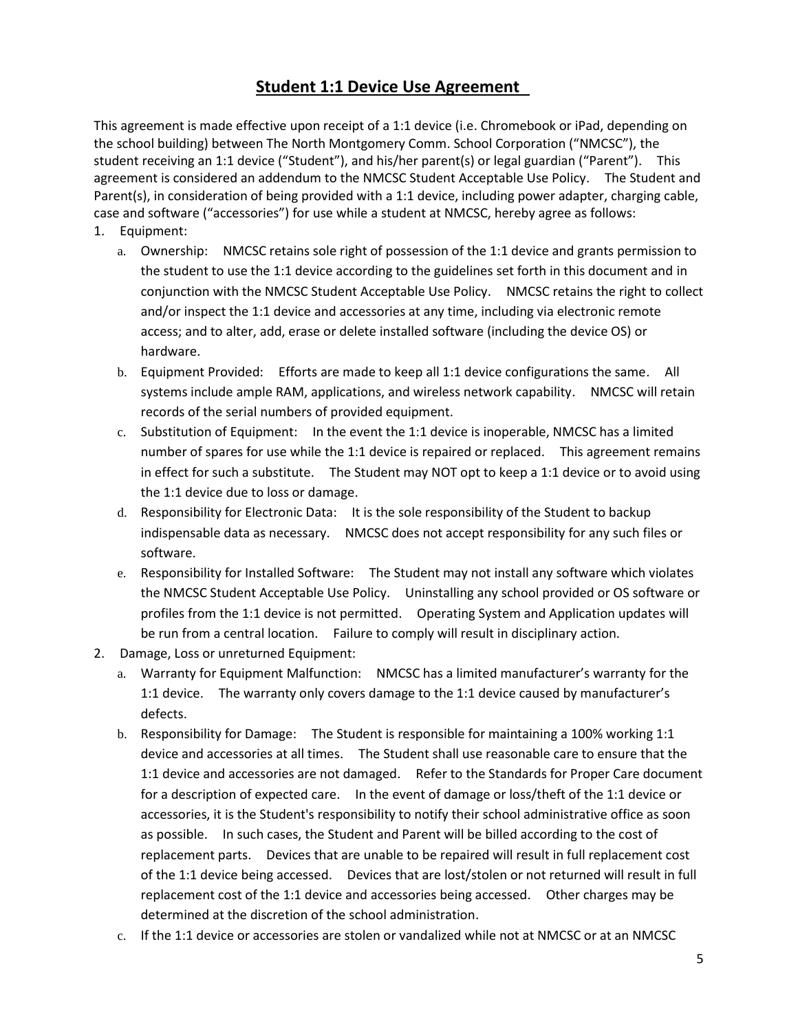# Student 1:1 Device Use Agreement

This agreement is made effective upon receipt of a 1:1 device (i.e. Chromebook or iPad, depending on the school building) between The North Montgomery Comm. School Corporation ("NMCSC"), the student receiving an 1:1 device ("Student"), and his/her parent(s) or legal guardian ("Parent"). This agreement is considered an addendum to the NMCSC Student Acceptable Use Policy. The Student and Parent(s), in consideration of being provided with a 1:1 device, including power adapter, charging cable, case and software ("accessories") for use while a student at NMCSC, hereby agree as follows:

1. Equipment:
   a. Ownership: NMCSC retains sole right of possession of the 1:1 device and grants permission to the student to use the 1:1 device according to the guidelines set forth in this document and in conjunction with the NMCSC Student Acceptable Use Policy. NMCSC retains the right to collect and/or inspect the 1:1 device and accessories at any time, including via electronic remote access; and to alter, add, erase or delete installed software (including the device OS) or hardware.
   b. Equipment Provided: Efforts are made to keep all 1:1 device configurations the same. All systems include ample RAM, applications, and wireless network capability. NMCSC will retain records of the serial numbers of provided equipment.
   c. Substitution of Equipment: In the event the 1:1 device is inoperable, NMCSC has a limited number of spares for use while the 1:1 device is repaired or replaced. This agreement remains in effect for such a substitute. The Student may NOT opt to keep a 1:1 device or to avoid using the 1:1 device due to loss or damage.
   d. Responsibility for Electronic Data: It is the sole responsibility of the Student to backup indispensable data as necessary. NMCSC does not accept responsibility for any such files or software.
   e. Responsibility for Installed Software: The Student may not install any software which violates the NMCSC Student Acceptable Use Policy. Uninstalling any school provided or OS software or profiles from the 1:1 device is not permitted. Operating System and Application updates will be run from a central location. Failure to comply will result in disciplinary action.
2. Damage, Loss or unreturned Equipment:
   a. Warranty for Equipment Malfunction: NMCSC has a limited manufacturer's warranty for the 1:1 device. The warranty only covers damage to the 1:1 device caused by manufacturer's defects.
   b. Responsibility for Damage: The Student is responsible for maintaining a 100% working 1:1 device and accessories at all times. The Student shall use reasonable care to ensure that the 1:1 device and accessories are not damaged. Refer to the Standards for Proper Care document for a description of expected care. In the event of damage or loss/theft of the 1:1 device or accessories, it is the Student's responsibility to notify their school administrative office as soon as possible. In such cases, the Student and Parent will be billed according to the cost of replacement parts. Devices that are unable to be repaired will result in full replacement cost of the 1:1 device being accessed. Devices that are lost/stolen or not returned will result in full replacement cost of the 1:1 device and accessories being accessed. Other charges may be determined at the discretion of the school administration.
   c. If the 1:1 device or accessories are stolen or vandalized while not at NMCSC or at an NMCSC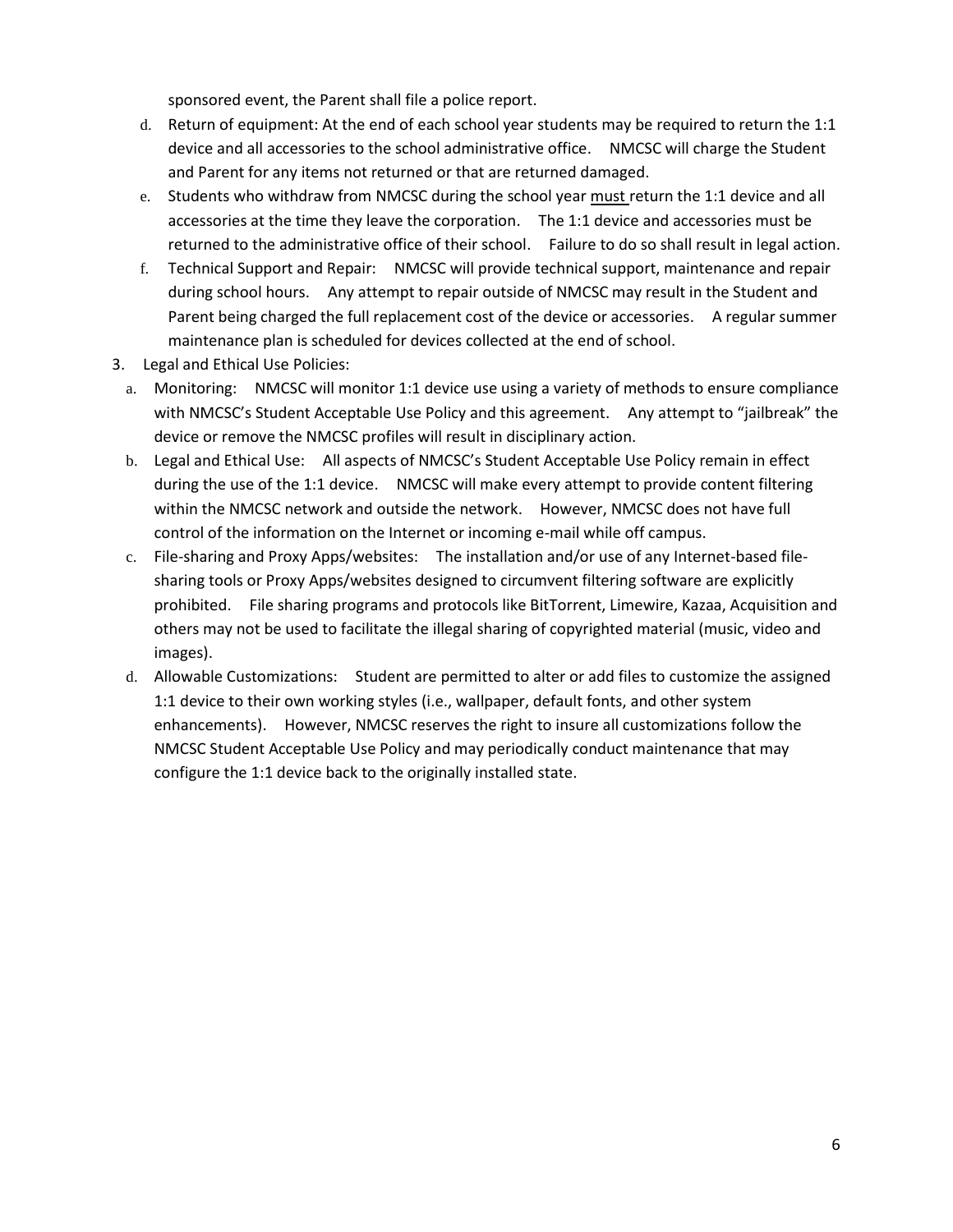sponsored event, the Parent shall file a police report.

   d. Return of equipment: At the end of each school year students may be required to return the 1:1 device and all accessories to the school administrative office. NMCSC will charge the Student and Parent for any items not returned or that are returned damaged.
   e. Students who withdraw from NMCSC during the school year <u>must</u> return the 1:1 device and all accessories at the time they leave the corporation. The 1:1 device and accessories must be returned to the administrative office of their school. Failure to do so shall result in legal action.
   f. Technical Support and Repair: NMCSC will provide technical support, maintenance and repair during school hours. Any attempt to repair outside of NMCSC may result in the Student and Parent being charged the full replacement cost of the device or accessories. A regular summer maintenance plan is scheduled for devices collected at the end of school.

3. Legal and Ethical Use Policies:
   a. Monitoring: NMCSC will monitor 1:1 device use using a variety of methods to ensure compliance with NMCSC's Student Acceptable Use Policy and this agreement. Any attempt to "jailbreak" the device or remove the NMCSC profiles will result in disciplinary action.
   b. Legal and Ethical Use: All aspects of NMCSC's Student Acceptable Use Policy remain in effect during the use of the 1:1 device. NMCSC will make every attempt to provide content filtering within the NMCSC network and outside the network. However, NMCSC does not have full control of the information on the Internet or incoming e-mail while off campus.
   c. File-sharing and Proxy Apps/websites: The installation and/or use of any Internet-based file-sharing tools or Proxy Apps/websites designed to circumvent filtering software are explicitly prohibited. File sharing programs and protocols like BitTorrent, Limewire, Kazaa, Acquisition and others may not be used to facilitate the illegal sharing of copyrighted material (music, video and images).
   d. Allowable Customizations: Student are permitted to alter or add files to customize the assigned 1:1 device to their own working styles (i.e., wallpaper, default fonts, and other system enhancements). However, NMCSC reserves the right to insure all customizations follow the NMCSC Student Acceptable Use Policy and may periodically conduct maintenance that may configure the 1:1 device back to the originally installed state.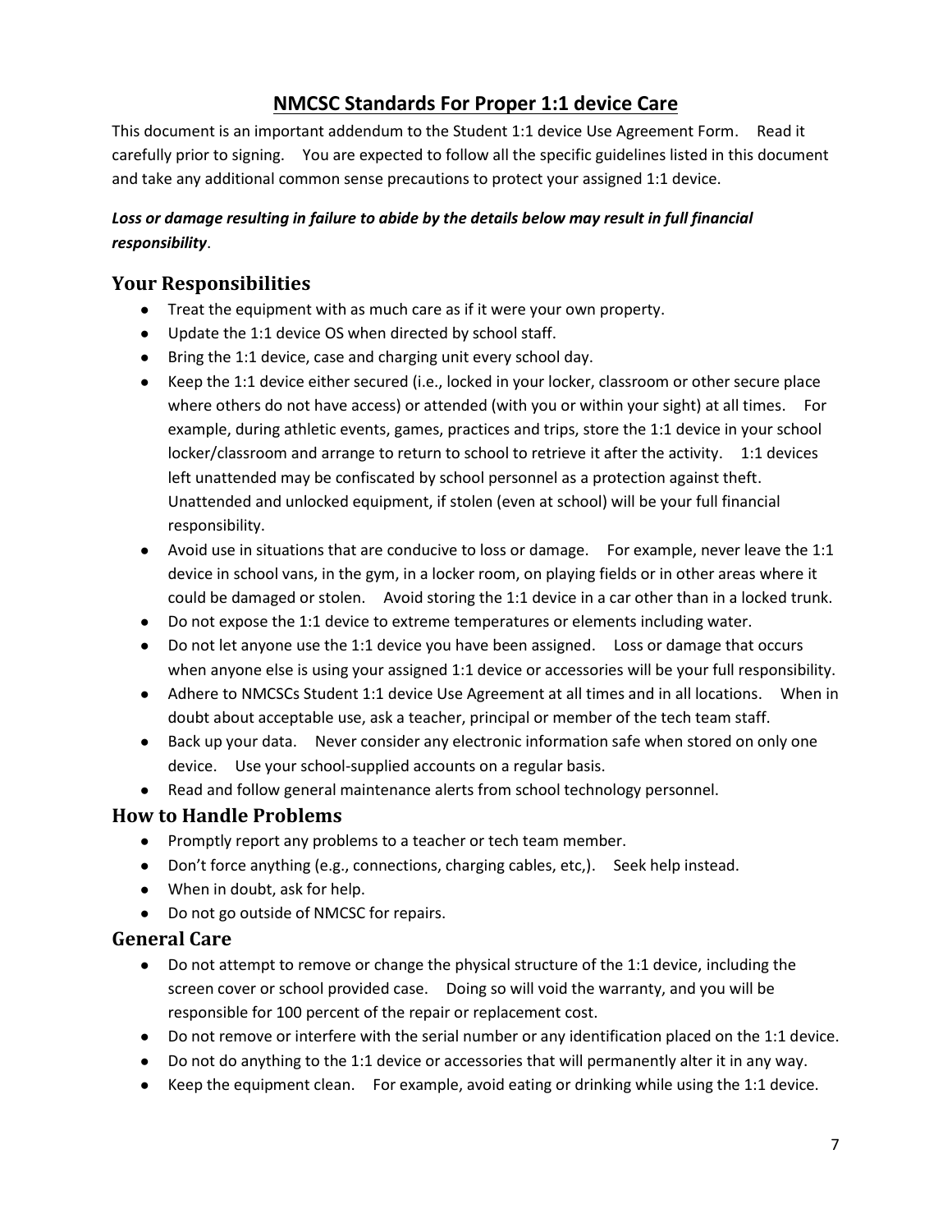# NMCSC Standards For Proper 1:1 device Care

This document is an important addendum to the Student 1:1 device Use Agreement Form. Read it carefully prior to signing. You are expected to follow all the specific guidelines listed in this document and take any additional common sense precautions to protect your assigned 1:1 device.

***Loss or damage resulting in failure to abide by the details below may result in full financial responsibility***.

## Your Responsibilities

- Treat the equipment with as much care as if it were your own property.
- Update the 1:1 device OS when directed by school staff.
- Bring the 1:1 device, case and charging unit every school day.
- Keep the 1:1 device either secured (i.e., locked in your locker, classroom or other secure place where others do not have access) or attended (with you or within your sight) at all times. For example, during athletic events, games, practices and trips, store the 1:1 device in your school locker/classroom and arrange to return to school to retrieve it after the activity. 1:1 devices left unattended may be confiscated by school personnel as a protection against theft. Unattended and unlocked equipment, if stolen (even at school) will be your full financial responsibility.
- Avoid use in situations that are conducive to loss or damage. For example, never leave the 1:1 device in school vans, in the gym, in a locker room, on playing fields or in other areas where it could be damaged or stolen. Avoid storing the 1:1 device in a car other than in a locked trunk.
- Do not expose the 1:1 device to extreme temperatures or elements including water.
- Do not let anyone use the 1:1 device you have been assigned. Loss or damage that occurs when anyone else is using your assigned 1:1 device or accessories will be your full responsibility.
- Adhere to NMCSCs Student 1:1 device Use Agreement at all times and in all locations. When in doubt about acceptable use, ask a teacher, principal or member of the tech team staff.
- Back up your data. Never consider any electronic information safe when stored on only one device. Use your school-supplied accounts on a regular basis.
- Read and follow general maintenance alerts from school technology personnel.

## How to Handle Problems

- Promptly report any problems to a teacher or tech team member.
- Don't force anything (e.g., connections, charging cables, etc,). Seek help instead.
- When in doubt, ask for help.
- Do not go outside of NMCSC for repairs.

## General Care

- Do not attempt to remove or change the physical structure of the 1:1 device, including the screen cover or school provided case. Doing so will void the warranty, and you will be responsible for 100 percent of the repair or replacement cost.
- Do not remove or interfere with the serial number or any identification placed on the 1:1 device.
- Do not do anything to the 1:1 device or accessories that will permanently alter it in any way.
- Keep the equipment clean. For example, avoid eating or drinking while using the 1:1 device.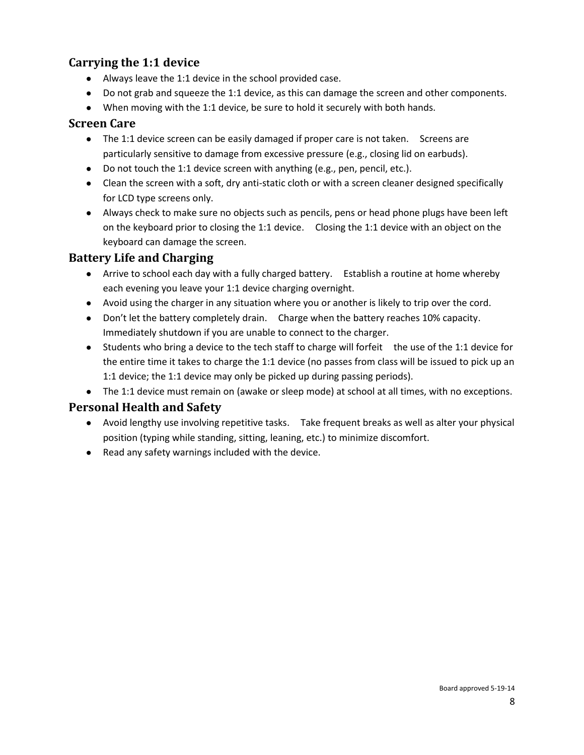## Carrying the 1:1 device

- Always leave the 1:1 device in the school provided case.
- Do not grab and squeeze the 1:1 device, as this can damage the screen and other components.
- When moving with the 1:1 device, be sure to hold it securely with both hands.

## Screen Care

- The 1:1 device screen can be easily damaged if proper care is not taken. Screens are particularly sensitive to damage from excessive pressure (e.g., closing lid on earbuds).
- Do not touch the 1:1 device screen with anything (e.g., pen, pencil, etc.).
- Clean the screen with a soft, dry anti-static cloth or with a screen cleaner designed specifically for LCD type screens only.
- Always check to make sure no objects such as pencils, pens or head phone plugs have been left on the keyboard prior to closing the 1:1 device. Closing the 1:1 device with an object on the keyboard can damage the screen.

## Battery Life and Charging

- Arrive to school each day with a fully charged battery. Establish a routine at home whereby each evening you leave your 1:1 device charging overnight.
- Avoid using the charger in any situation where you or another is likely to trip over the cord.
- Don't let the battery completely drain. Charge when the battery reaches 10% capacity. Immediately shutdown if you are unable to connect to the charger.
- Students who bring a device to the tech staff to charge will forfeit the use of the 1:1 device for the entire time it takes to charge the 1:1 device (no passes from class will be issued to pick up an 1:1 device; the 1:1 device may only be picked up during passing periods).
- The 1:1 device must remain on (awake or sleep mode) at school at all times, with no exceptions.

## Personal Health and Safety

- Avoid lengthy use involving repetitive tasks. Take frequent breaks as well as alter your physical position (typing while standing, sitting, leaning, etc.) to minimize discomfort.
- Read any safety warnings included with the device.

Board approved 5-19-14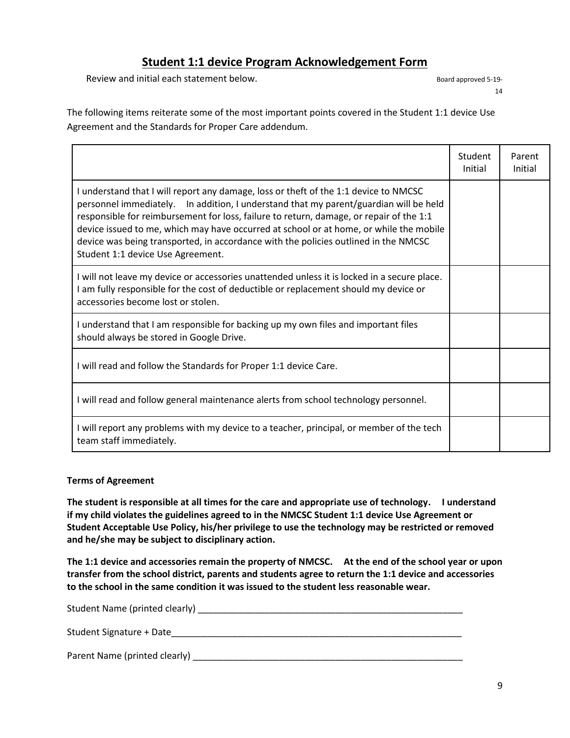## Student 1:1 device Program Acknowledgement Form

Review and initial each statement below. Board approved 5-19-14

The following items reiterate some of the most important points covered in the Student 1:1 device Use Agreement and the Standards for Proper Care addendum.

| | Student Initial | Parent Initial |
|---|---|---|
| I understand that I will report any damage, loss or theft of the 1:1 device to NMCSC personnel immediately. In addition, I understand that my parent/guardian will be held responsible for reimbursement for loss, failure to return, damage, or repair of the 1:1 device issued to me, which may have occurred at school or at home, or while the mobile device was being transported, in accordance with the policies outlined in the NMCSC Student 1:1 device Use Agreement. | | |
| I will not leave my device or accessories unattended unless it is locked in a secure place. I am fully responsible for the cost of deductible or replacement should my device or accessories become lost or stolen. | | |
| I understand that I am responsible for backing up my own files and important files should always be stored in Google Drive. | | |
| I will read and follow the Standards for Proper 1:1 device Care. | | |
| I will read and follow general maintenance alerts from school technology personnel. | | |
| I will report any problems with my device to a teacher, principal, or member of the tech team staff immediately. | | |

**Terms of Agreement**

**The student is responsible at all times for the care and appropriate use of technology. I understand if my child violates the guidelines agreed to in the NMCSC Student 1:1 device Use Agreement or Student Acceptable Use Policy, his/her privilege to use the technology may be restricted or removed and he/she may be subject to disciplinary action.**

**The 1:1 device and accessories remain the property of NMCSC. At the end of the school year or upon transfer from the school district, parents and students agree to return the 1:1 device and accessories to the school in the same condition it was issued to the student less reasonable wear.**

Student Name (printed clearly) ______________________________________________________

Student Signature + Date__________________________________________________________

Parent Name (printed clearly) ______________________________________________________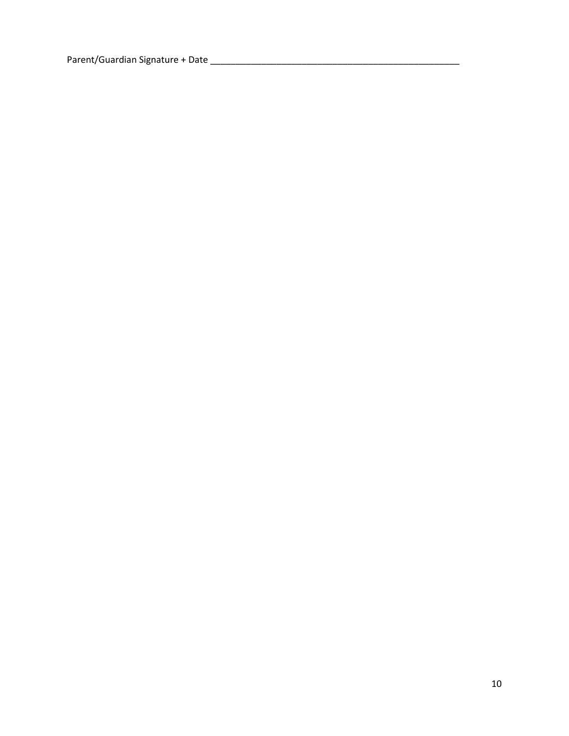Parent/Guardian Signature + Date ___________________________________________________